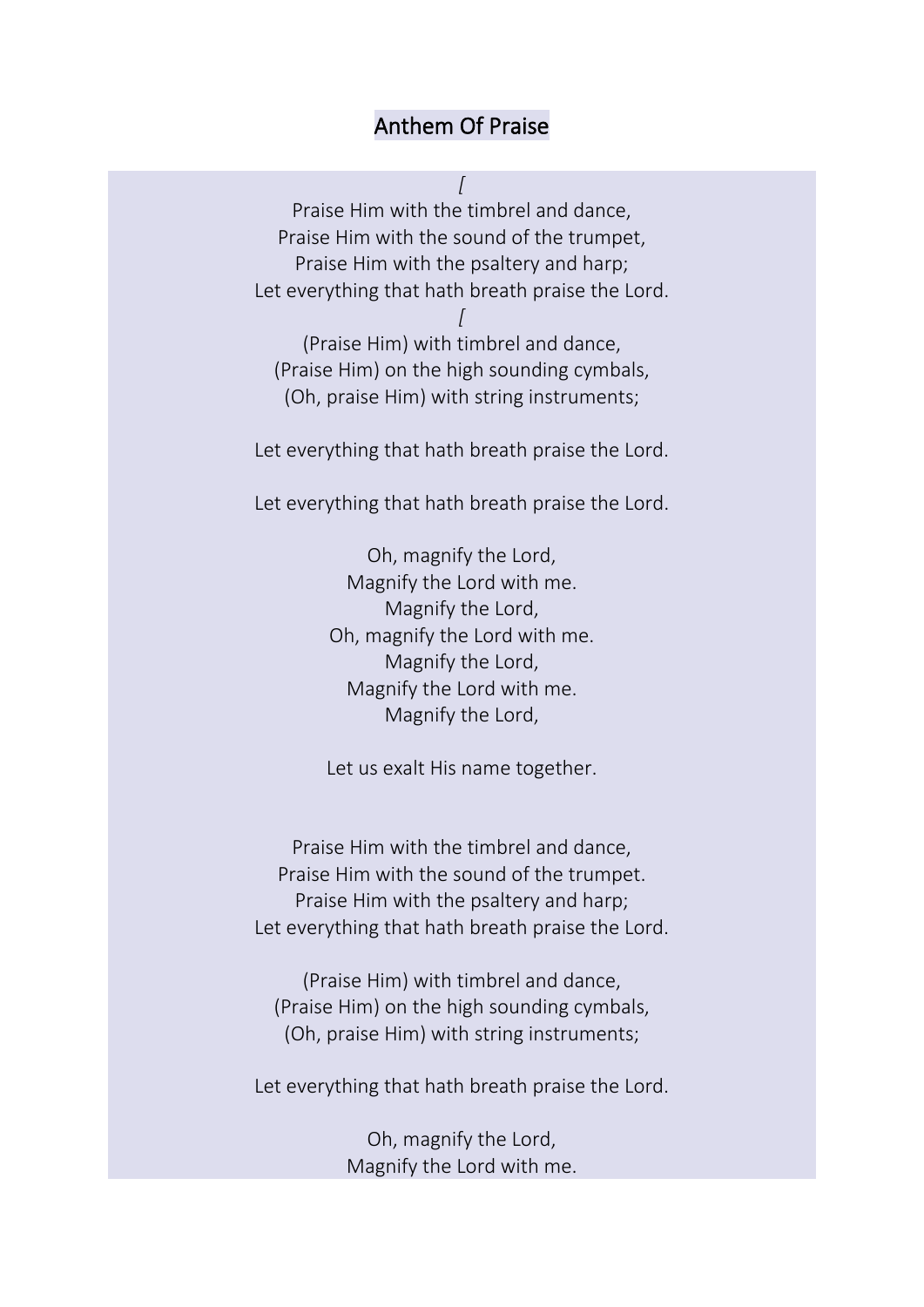# Anthem Of Praise

[

Praise Him with the timbrel and dance,
Praise Him with the sound of the trumpet,
Praise Him with the psaltery and harp;
Let everything that hath breath praise the Lord.

[

(Praise Him) with timbrel and dance,
(Praise Him) on the high sounding cymbals,
(Oh, praise Him) with string instruments;

Let everything that hath breath praise the Lord.

Let everything that hath breath praise the Lord.

Oh, magnify the Lord,
Magnify the Lord with me.
Magnify the Lord,
Oh, magnify the Lord with me.
Magnify the Lord,
Magnify the Lord with me.
Magnify the Lord,

Let us exalt His name together.

Praise Him with the timbrel and dance,
Praise Him with the sound of the trumpet.
Praise Him with the psaltery and harp;
Let everything that hath breath praise the Lord.

(Praise Him) with timbrel and dance,
(Praise Him) on the high sounding cymbals,
(Oh, praise Him) with string instruments;

Let everything that hath breath praise the Lord.

Oh, magnify the Lord,
Magnify the Lord with me.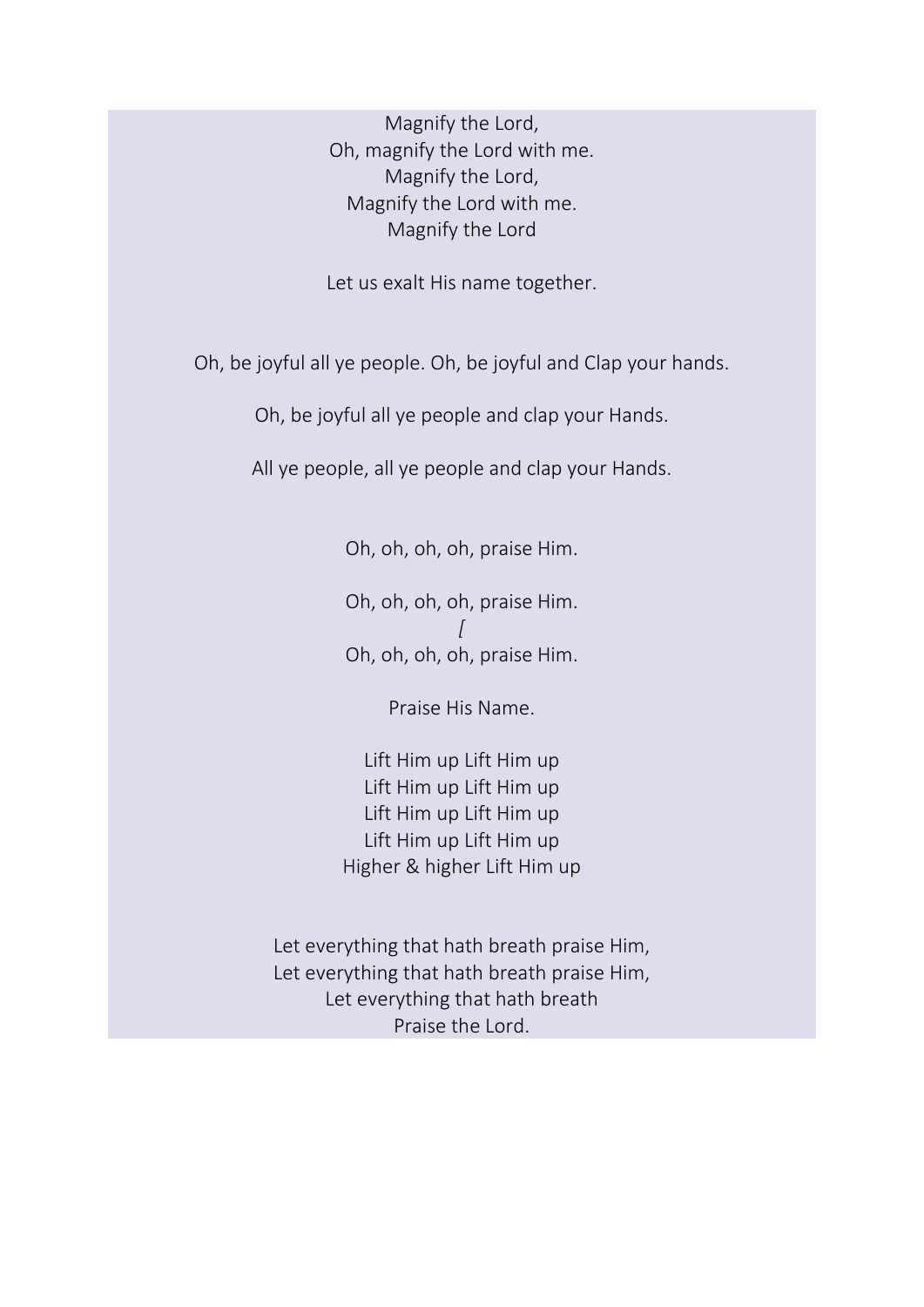Magnify the Lord,  
Oh, magnify the Lord with me.  
Magnify the Lord,  
Magnify the Lord with me.  
Magnify the Lord

Let us exalt His name together.

Oh, be joyful all ye people. Oh, be joyful and Clap your hands.

Oh, be joyful all ye people and clap your Hands.

All ye people, all ye people and clap your Hands.

Oh, oh, oh, oh, praise Him.

Oh, oh, oh, oh, praise Him.  
*[*  
Oh, oh, oh, oh, praise Him.

Praise His Name.

Lift Him up Lift Him up  
Lift Him up Lift Him up  
Lift Him up Lift Him up  
Lift Him up Lift Him up  
Higher & higher Lift Him up

Let everything that hath breath praise Him,  
Let everything that hath breath praise Him,  
Let everything that hath breath  
Praise the Lord.